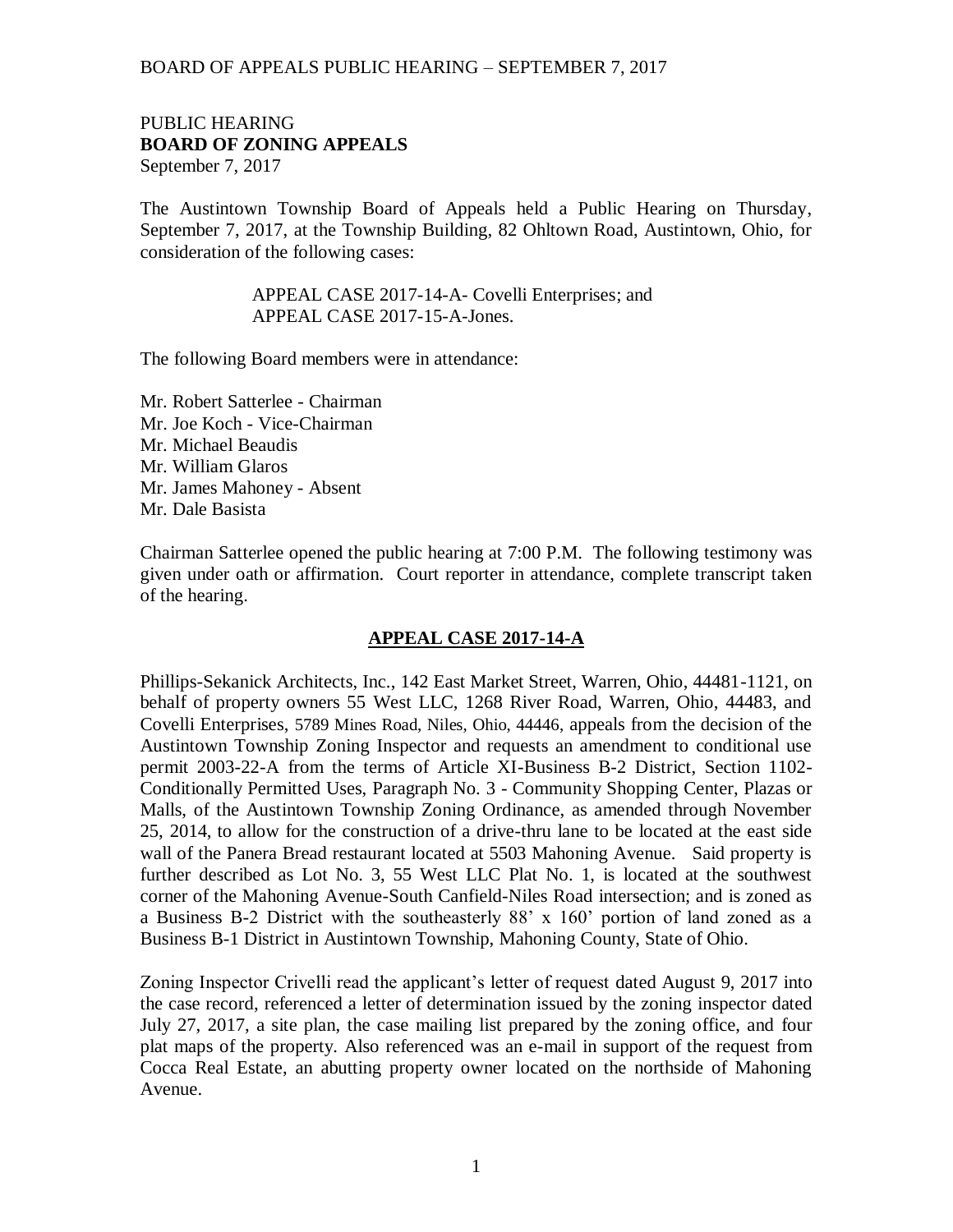PUBLIC HEARING
**BOARD OF ZONING APPEALS**
September 7, 2017

The Austintown Township Board of Appeals held a Public Hearing on Thursday, September 7, 2017, at the Township Building, 82 Ohltown Road, Austintown, Ohio, for consideration of the following cases:

APPEAL CASE 2017-14-A- Covelli Enterprises; and
APPEAL CASE 2017-15-A-Jones.

The following Board members were in attendance:

Mr. Robert Satterlee - Chairman
Mr. Joe Koch - Vice-Chairman
Mr. Michael Beaudis
Mr. William Glaros
Mr. James Mahoney - Absent
Mr. Dale Basista

Chairman Satterlee opened the public hearing at 7:00 P.M. The following testimony was given under oath or affirmation. Court reporter in attendance, complete transcript taken of the hearing.

## APPEAL CASE 2017-14-A

Phillips-Sekanick Architects, Inc., 142 East Market Street, Warren, Ohio, 44481-1121, on behalf of property owners 55 West LLC, 1268 River Road, Warren, Ohio, 44483, and Covelli Enterprises, 5789 Mines Road, Niles, Ohio, 44446, appeals from the decision of the Austintown Township Zoning Inspector and requests an amendment to conditional use permit 2003-22-A from the terms of Article XI-Business B-2 District, Section 1102-Conditionally Permitted Uses, Paragraph No. 3 - Community Shopping Center, Plazas or Malls, of the Austintown Township Zoning Ordinance, as amended through November 25, 2014, to allow for the construction of a drive-thru lane to be located at the east side wall of the Panera Bread restaurant located at 5503 Mahoning Avenue. Said property is further described as Lot No. 3, 55 West LLC Plat No. 1, is located at the southwest corner of the Mahoning Avenue-South Canfield-Niles Road intersection; and is zoned as a Business B-2 District with the southeasterly 88' x 160' portion of land zoned as a Business B-1 District in Austintown Township, Mahoning County, State of Ohio.

Zoning Inspector Crivelli read the applicant's letter of request dated August 9, 2017 into the case record, referenced a letter of determination issued by the zoning inspector dated July 27, 2017, a site plan, the case mailing list prepared by the zoning office, and four plat maps of the property. Also referenced was an e-mail in support of the request from Cocca Real Estate, an abutting property owner located on the northside of Mahoning Avenue.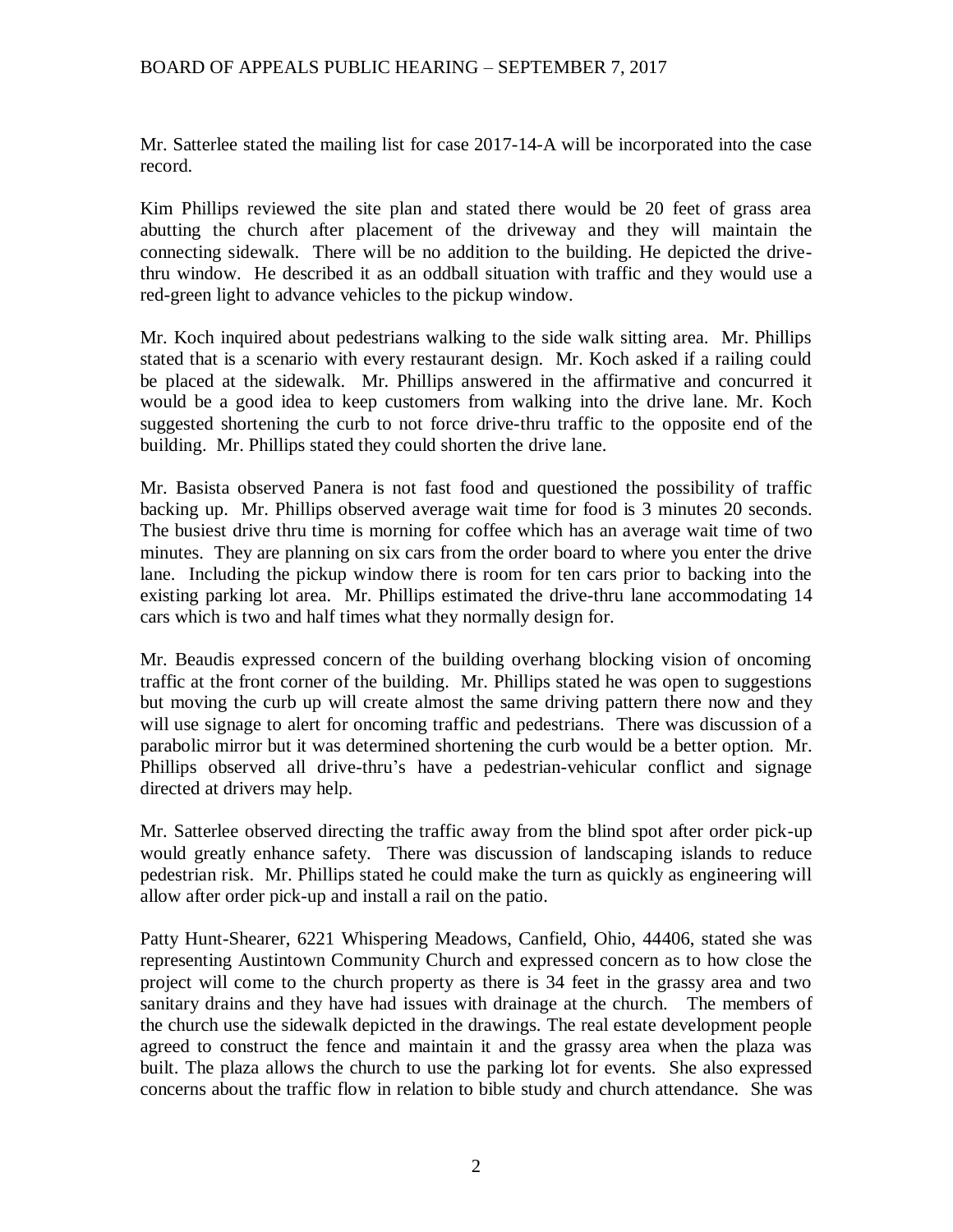Mr. Satterlee stated the mailing list for case 2017-14-A will be incorporated into the case record.

Kim Phillips reviewed the site plan and stated there would be 20 feet of grass area abutting the church after placement of the driveway and they will maintain the connecting sidewalk. There will be no addition to the building. He depicted the drive-thru window. He described it as an oddball situation with traffic and they would use a red-green light to advance vehicles to the pickup window.

Mr. Koch inquired about pedestrians walking to the side walk sitting area. Mr. Phillips stated that is a scenario with every restaurant design. Mr. Koch asked if a railing could be placed at the sidewalk. Mr. Phillips answered in the affirmative and concurred it would be a good idea to keep customers from walking into the drive lane. Mr. Koch suggested shortening the curb to not force drive-thru traffic to the opposite end of the building. Mr. Phillips stated they could shorten the drive lane.

Mr. Basista observed Panera is not fast food and questioned the possibility of traffic backing up. Mr. Phillips observed average wait time for food is 3 minutes 20 seconds. The busiest drive thru time is morning for coffee which has an average wait time of two minutes. They are planning on six cars from the order board to where you enter the drive lane. Including the pickup window there is room for ten cars prior to backing into the existing parking lot area. Mr. Phillips estimated the drive-thru lane accommodating 14 cars which is two and half times what they normally design for.

Mr. Beaudis expressed concern of the building overhang blocking vision of oncoming traffic at the front corner of the building. Mr. Phillips stated he was open to suggestions but moving the curb up will create almost the same driving pattern there now and they will use signage to alert for oncoming traffic and pedestrians. There was discussion of a parabolic mirror but it was determined shortening the curb would be a better option. Mr. Phillips observed all drive-thru's have a pedestrian-vehicular conflict and signage directed at drivers may help.

Mr. Satterlee observed directing the traffic away from the blind spot after order pick-up would greatly enhance safety. There was discussion of landscaping islands to reduce pedestrian risk. Mr. Phillips stated he could make the turn as quickly as engineering will allow after order pick-up and install a rail on the patio.

Patty Hunt-Shearer, 6221 Whispering Meadows, Canfield, Ohio, 44406, stated she was representing Austintown Community Church and expressed concern as to how close the project will come to the church property as there is 34 feet in the grassy area and two sanitary drains and they have had issues with drainage at the church. The members of the church use the sidewalk depicted in the drawings. The real estate development people agreed to construct the fence and maintain it and the grassy area when the plaza was built. The plaza allows the church to use the parking lot for events. She also expressed concerns about the traffic flow in relation to bible study and church attendance. She was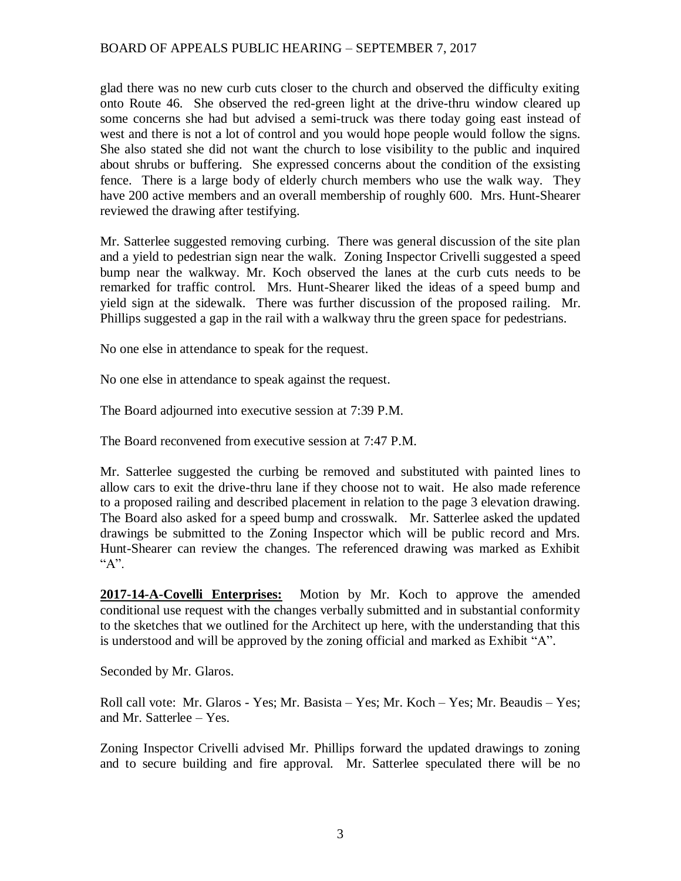glad there was no new curb cuts closer to the church and observed the difficulty exiting onto Route 46. She observed the red-green light at the drive-thru window cleared up some concerns she had but advised a semi-truck was there today going east instead of west and there is not a lot of control and you would hope people would follow the signs. She also stated she did not want the church to lose visibility to the public and inquired about shrubs or buffering. She expressed concerns about the condition of the exsisting fence. There is a large body of elderly church members who use the walk way. They have 200 active members and an overall membership of roughly 600. Mrs. Hunt-Shearer reviewed the drawing after testifying.

Mr. Satterlee suggested removing curbing. There was general discussion of the site plan and a yield to pedestrian sign near the walk. Zoning Inspector Crivelli suggested a speed bump near the walkway. Mr. Koch observed the lanes at the curb cuts needs to be remarked for traffic control. Mrs. Hunt-Shearer liked the ideas of a speed bump and yield sign at the sidewalk. There was further discussion of the proposed railing. Mr. Phillips suggested a gap in the rail with a walkway thru the green space for pedestrians.

No one else in attendance to speak for the request.

No one else in attendance to speak against the request.

The Board adjourned into executive session at 7:39 P.M.

The Board reconvened from executive session at 7:47 P.M.

Mr. Satterlee suggested the curbing be removed and substituted with painted lines to allow cars to exit the drive-thru lane if they choose not to wait. He also made reference to a proposed railing and described placement in relation to the page 3 elevation drawing. The Board also asked for a speed bump and crosswalk. Mr. Satterlee asked the updated drawings be submitted to the Zoning Inspector which will be public record and Mrs. Hunt-Shearer can review the changes. The referenced drawing was marked as Exhibit "A".

**2017-14-A-Covelli Enterprises:** Motion by Mr. Koch to approve the amended conditional use request with the changes verbally submitted and in substantial conformity to the sketches that we outlined for the Architect up here, with the understanding that this is understood and will be approved by the zoning official and marked as Exhibit "A".

Seconded by Mr. Glaros.

Roll call vote: Mr. Glaros - Yes; Mr. Basista – Yes; Mr. Koch – Yes; Mr. Beaudis – Yes; and Mr. Satterlee – Yes.

Zoning Inspector Crivelli advised Mr. Phillips forward the updated drawings to zoning and to secure building and fire approval. Mr. Satterlee speculated there will be no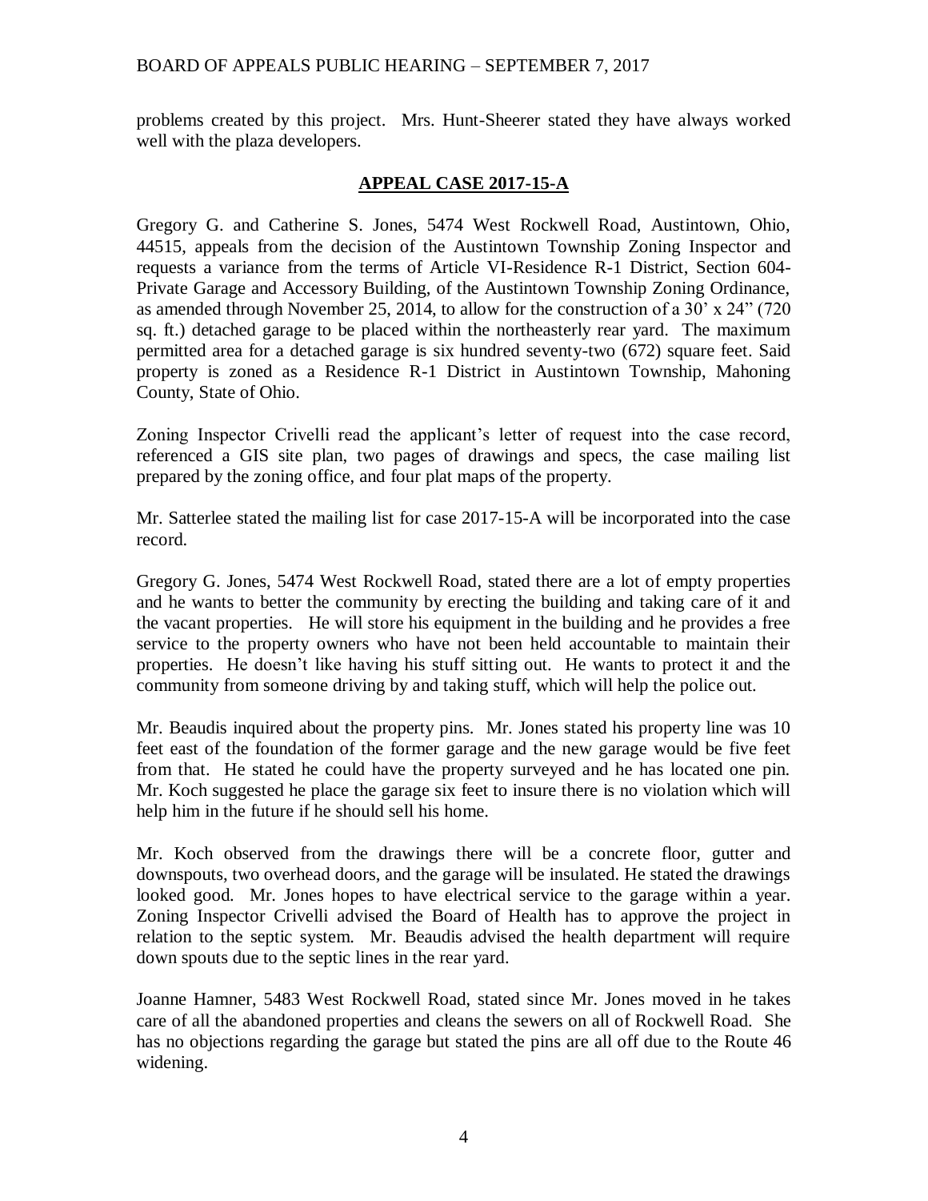problems created by this project. Mrs. Hunt-Sheerer stated they have always worked well with the plaza developers.

## APPEAL CASE 2017-15-A

Gregory G. and Catherine S. Jones, 5474 West Rockwell Road, Austintown, Ohio, 44515, appeals from the decision of the Austintown Township Zoning Inspector and requests a variance from the terms of Article VI-Residence R-1 District, Section 604-Private Garage and Accessory Building, of the Austintown Township Zoning Ordinance, as amended through November 25, 2014, to allow for the construction of a 30' x 24" (720 sq. ft.) detached garage to be placed within the northeasterly rear yard. The maximum permitted area for a detached garage is six hundred seventy-two (672) square feet. Said property is zoned as a Residence R-1 District in Austintown Township, Mahoning County, State of Ohio.

Zoning Inspector Crivelli read the applicant's letter of request into the case record, referenced a GIS site plan, two pages of drawings and specs, the case mailing list prepared by the zoning office, and four plat maps of the property.

Mr. Satterlee stated the mailing list for case 2017-15-A will be incorporated into the case record.

Gregory G. Jones, 5474 West Rockwell Road, stated there are a lot of empty properties and he wants to better the community by erecting the building and taking care of it and the vacant properties. He will store his equipment in the building and he provides a free service to the property owners who have not been held accountable to maintain their properties. He doesn't like having his stuff sitting out. He wants to protect it and the community from someone driving by and taking stuff, which will help the police out.

Mr. Beaudis inquired about the property pins. Mr. Jones stated his property line was 10 feet east of the foundation of the former garage and the new garage would be five feet from that. He stated he could have the property surveyed and he has located one pin. Mr. Koch suggested he place the garage six feet to insure there is no violation which will help him in the future if he should sell his home.

Mr. Koch observed from the drawings there will be a concrete floor, gutter and downspouts, two overhead doors, and the garage will be insulated. He stated the drawings looked good. Mr. Jones hopes to have electrical service to the garage within a year. Zoning Inspector Crivelli advised the Board of Health has to approve the project in relation to the septic system. Mr. Beaudis advised the health department will require down spouts due to the septic lines in the rear yard.

Joanne Hamner, 5483 West Rockwell Road, stated since Mr. Jones moved in he takes care of all the abandoned properties and cleans the sewers on all of Rockwell Road. She has no objections regarding the garage but stated the pins are all off due to the Route 46 widening.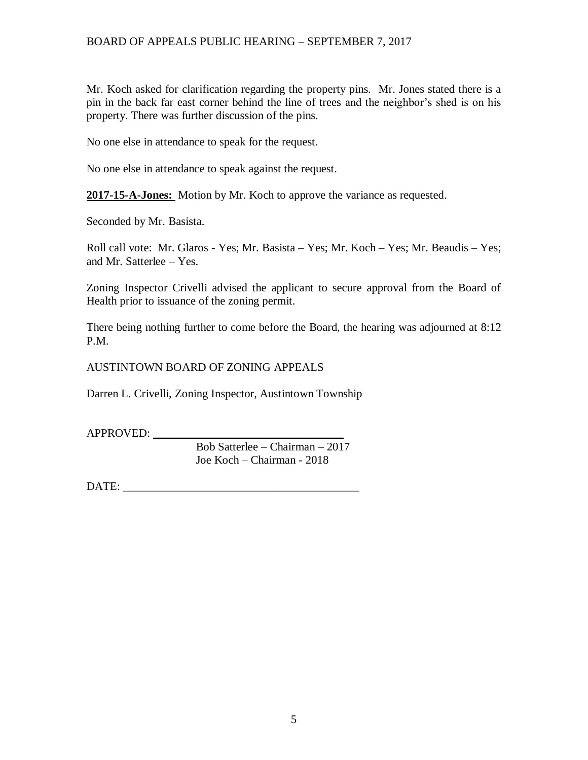Mr. Koch asked for clarification regarding the property pins. Mr. Jones stated there is a pin in the back far east corner behind the line of trees and the neighbor's shed is on his property. There was further discussion of the pins.

No one else in attendance to speak for the request.

No one else in attendance to speak against the request.

**2017-15-A-Jones:** Motion by Mr. Koch to approve the variance as requested.

Seconded by Mr. Basista.

Roll call vote: Mr. Glaros - Yes; Mr. Basista – Yes; Mr. Koch – Yes; Mr. Beaudis – Yes; and Mr. Satterlee – Yes.

Zoning Inspector Crivelli advised the applicant to secure approval from the Board of Health prior to issuance of the zoning permit.

There being nothing further to come before the Board, the hearing was adjourned at 8:12 P.M.

AUSTINTOWN BOARD OF ZONING APPEALS

Darren L. Crivelli, Zoning Inspector, Austintown Township

APPROVED: ________________________________

Bob Satterlee – Chairman – 2017
Joe Koch – Chairman - 2018

DATE: ________________________________________